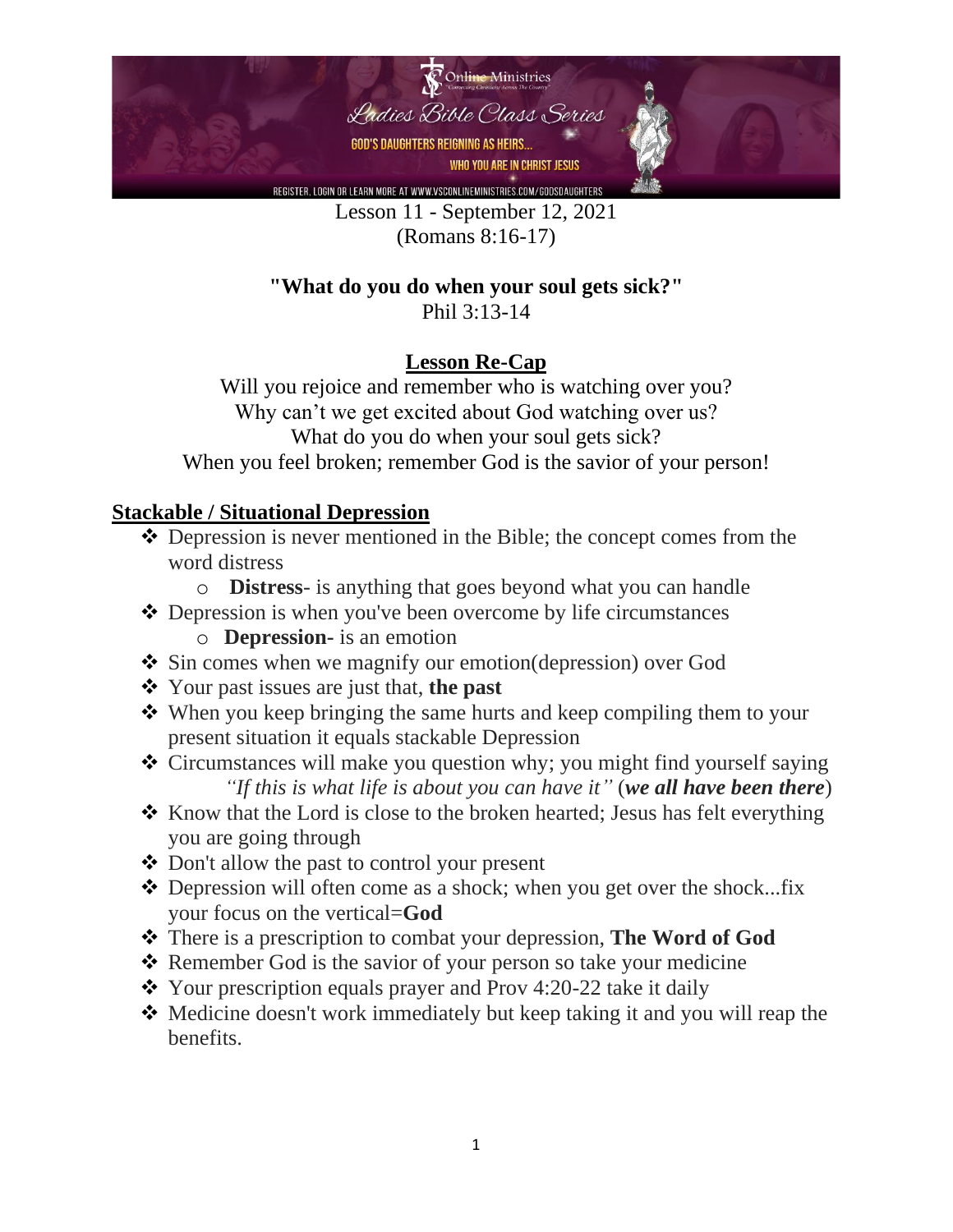Online Ministries

Ladies Bible Class Series

GOD'S DAUGHTERS REIGNING AS HEIRS...

WHO YOU ARE IN CHRIST JESUS

REGISTER, LOGIN OR LEARN MORE AT WWW.VSCONLINEMINISTRIES.COM/GODSDAUGHTERS

Lesson 11 - September 12, 2021
(Romans 8:16-17)

**"What do you do when your soul gets sick?"**
Phil 3:13-14

## Lesson Re-Cap

Will you rejoice and remember who is watching over you?
Why can't we get excited about God watching over us?
What do you do when your soul gets sick?
When you feel broken; remember God is the savior of your person!

## Stackable / Situational Depression

- Depression is never mentioned in the Bible; the concept comes from the word distress
    - **Distress**- is anything that goes beyond what you can handle
- Depression is when you've been overcome by life circumstances
    - **Depression**- is an emotion
- Sin comes when we magnify our emotion(depression) over God
- Your past issues are just that, **the past**
- When you keep bringing the same hurts and keep compiling them to your present situation it equals stackable Depression
- Circumstances will make you question why; you might find yourself saying *"If this is what life is about you can have it"* (***we all have been there***)
- Know that the Lord is close to the broken hearted; Jesus has felt everything you are going through
- Don't allow the past to control your present
- Depression will often come as a shock; when you get over the shock...fix your focus on the vertical=**God**
- There is a prescription to combat your depression, **The Word of God**
- Remember God is the savior of your person so take your medicine
- Your prescription equals prayer and Prov 4:20-22 take it daily
- Medicine doesn't work immediately but keep taking it and you will reap the benefits.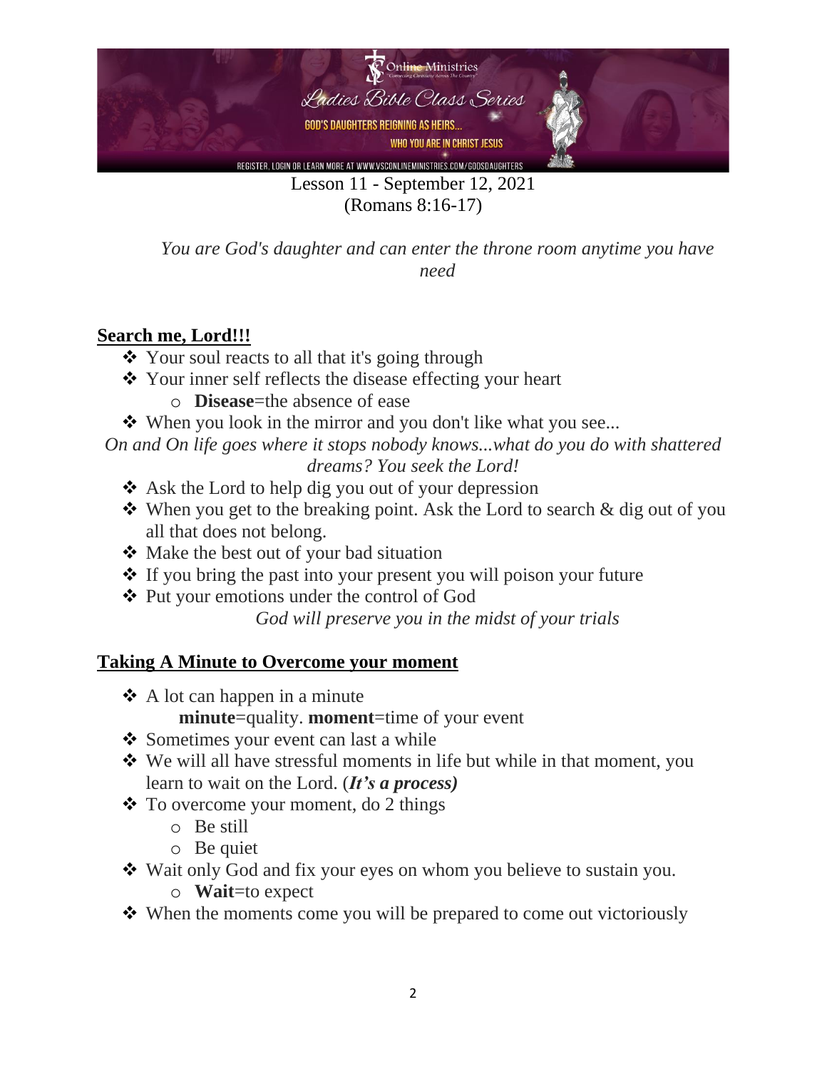Lesson 11 - September 12, 2021
(Romans 8:16-17)

*You are God's daughter and can enter the throne room anytime you have need*

## Search me, Lord!!!

- Your soul reacts to all that it's going through
- Your inner self reflects the disease effecting your heart
  - **Disease**=the absence of ease
- When you look in the mirror and you don't like what you see...

*On and On life goes where it stops nobody knows...what do you do with shattered dreams? You seek the Lord!*

- Ask the Lord to help dig you out of your depression
- When you get to the breaking point. Ask the Lord to search & dig out of you all that does not belong.
- Make the best out of your bad situation
- If you bring the past into your present you will poison your future
- Put your emotions under the control of God

*God will preserve you in the midst of your trials*

## Taking A Minute to Overcome your moment

- A lot can happen in a minute

  **minute**=quality. **moment**=time of your event
- Sometimes your event can last a while
- We will all have stressful moments in life but while in that moment, you learn to wait on the Lord. (***It's a process)***
- To overcome your moment, do 2 things
  - Be still
  - Be quiet
- Wait only God and fix your eyes on whom you believe to sustain you.
  - **Wait**=to expect
- When the moments come you will be prepared to come out victoriously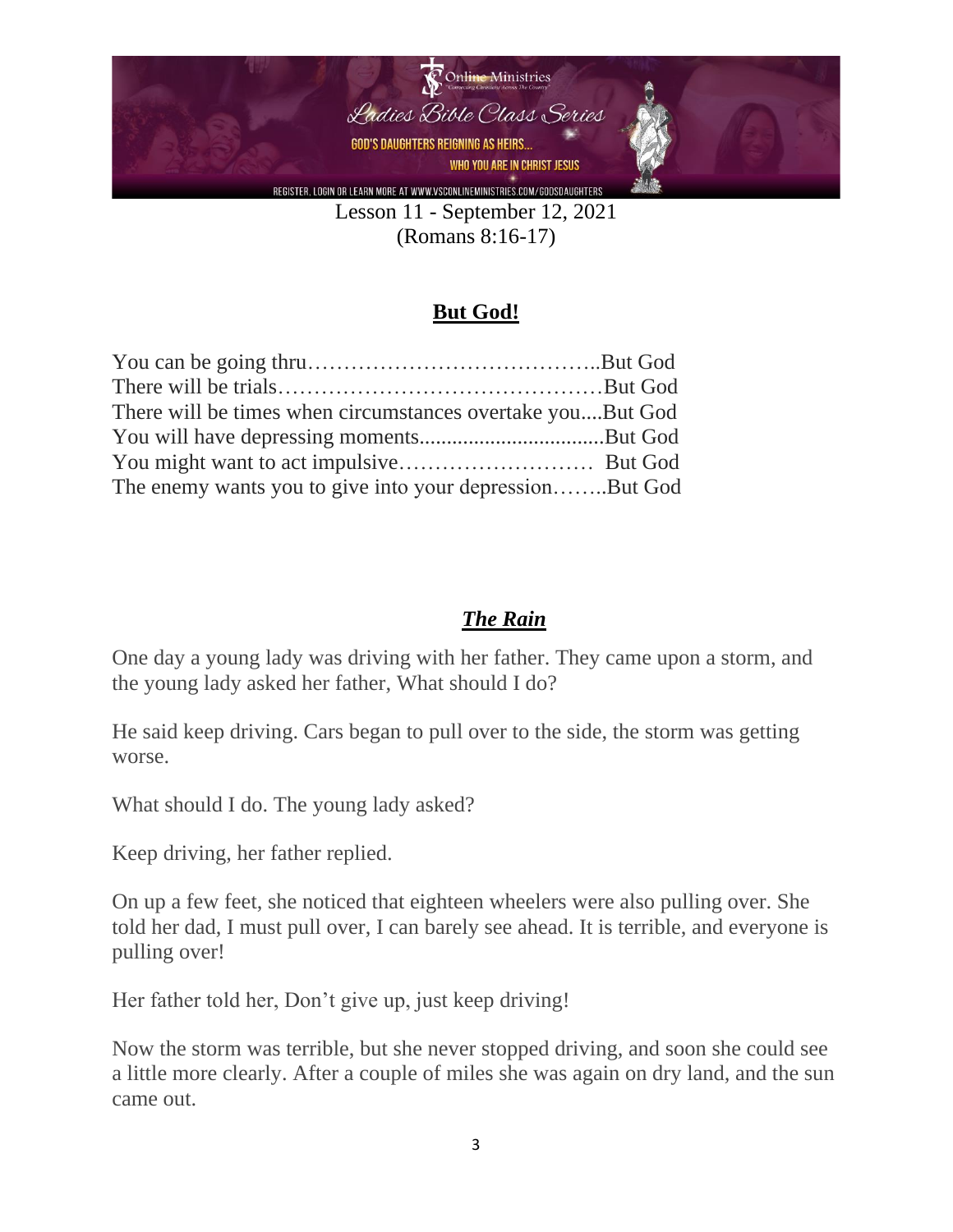Lesson 11 - September 12, 2021
(Romans 8:16-17)

## **But God!**

You can be going thru…………………………………..But God
There will be trials………………………………………But God
There will be times when circumstances overtake you....But God
You will have depressing moments..................................But God
You might want to act impulsive……………………… But God
The enemy wants you to give into your depression……..But God

## ***The Rain***

One day a young lady was driving with her father. They came upon a storm, and the young lady asked her father, What should I do?

He said keep driving. Cars began to pull over to the side, the storm was getting worse.

What should I do. The young lady asked?

Keep driving, her father replied.

On up a few feet, she noticed that eighteen wheelers were also pulling over. She told her dad, I must pull over, I can barely see ahead. It is terrible, and everyone is pulling over!

Her father told her, Don't give up, just keep driving!

Now the storm was terrible, but she never stopped driving, and soon she could see a little more clearly. After a couple of miles she was again on dry land, and the sun came out.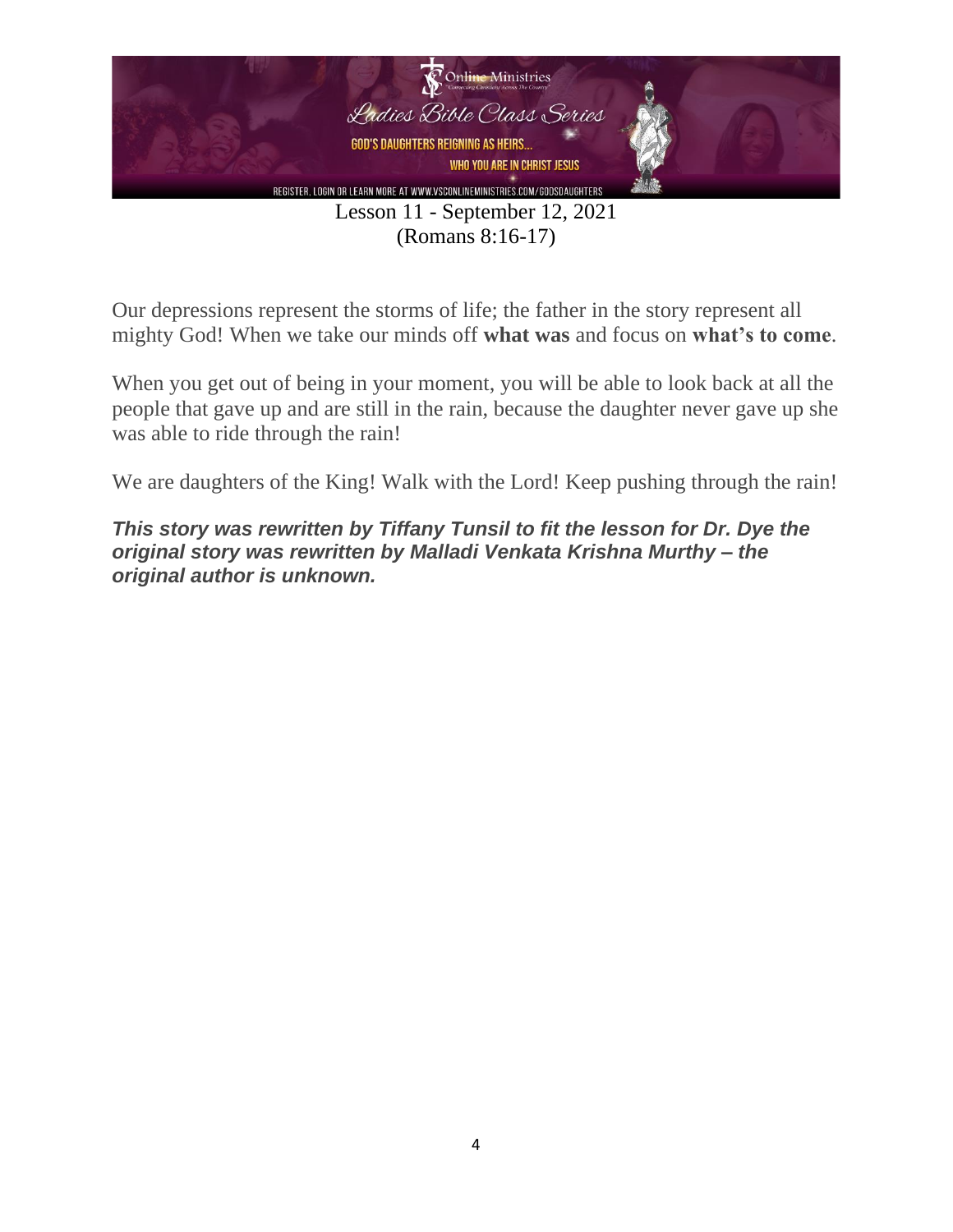Lesson 11 - September 12, 2021
(Romans 8:16-17)

Our depressions represent the storms of life; the father in the story represent all mighty God! When we take our minds off **what was** and focus on **what's to come**.

When you get out of being in your moment, you will be able to look back at all the people that gave up and are still in the rain, because the daughter never gave up she was able to ride through the rain!

We are daughters of the King! Walk with the Lord! Keep pushing through the rain!

***This story was rewritten by Tiffany Tunsil to fit the lesson for Dr. Dye the original story was rewritten by Malladi Venkata Krishna Murthy – the original author is unknown.***